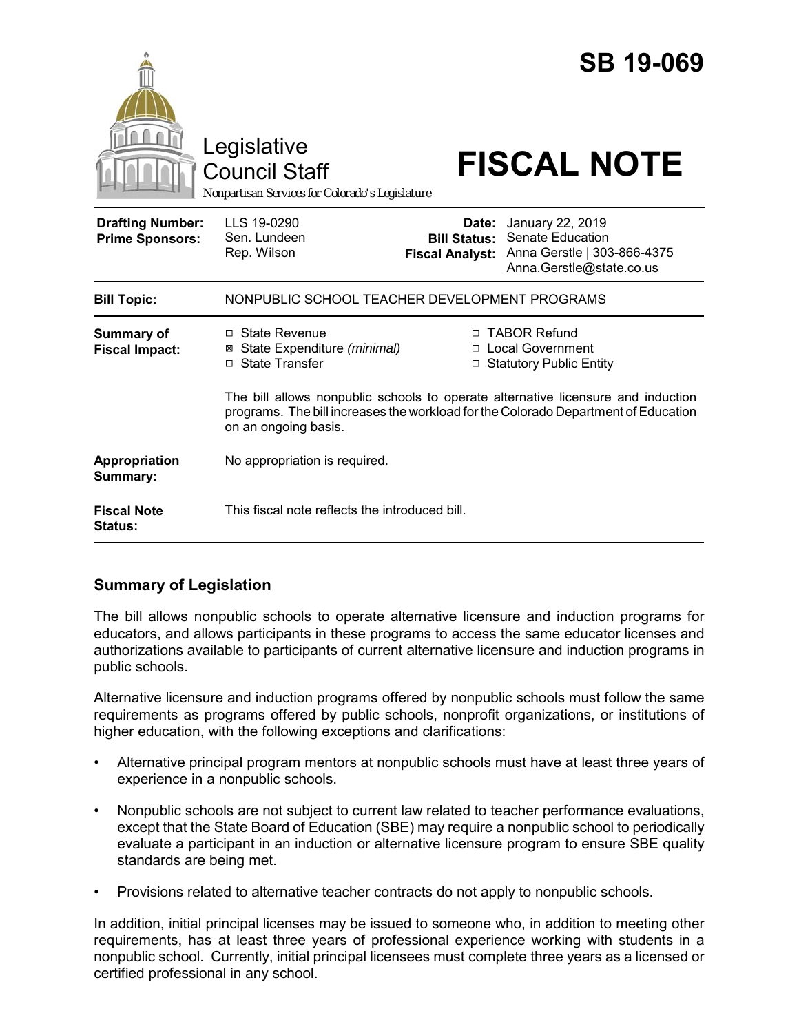# SB 19-069

Legislative Council Staff

*Nonpartisan Services for Colorado's Legislature*

# FISCAL NOTE

| | | | |
|---|---|---|---|
| **Drafting Number:** | LLS 19-0290 | **Date:** | January 22, 2019 |
| **Prime Sponsors:** | Sen. Lundeen<br>Rep. Wilson | **Bill Status:** | Senate Education |
| | | **Fiscal Analyst:** | Anna Gerstle \| 303-866-4375<br>Anna.Gerstle@state.co.us |

| | |
|---|---|
| **Bill Topic:** | NONPUBLIC SCHOOL TEACHER DEVELOPMENT PROGRAMS |
| **Summary of Fiscal Impact:** | ☐ State Revenue<br>☒ State Expenditure *(minimal)*<br>☐ State Transfer<br>☐ TABOR Refund<br>☐ Local Government<br>☐ Statutory Public Entity<br><br>The bill allows nonpublic schools to operate alternative licensure and induction programs. The bill increases the workload for the Colorado Department of Education on an ongoing basis. |
| **Appropriation Summary:** | No appropriation is required. |
| **Fiscal Note Status:** | This fiscal note reflects the introduced bill. |

## Summary of Legislation

The bill allows nonpublic schools to operate alternative licensure and induction programs for educators, and allows participants in these programs to access the same educator licenses and authorizations available to participants of current alternative licensure and induction programs in public schools.

Alternative licensure and induction programs offered by nonpublic schools must follow the same requirements as programs offered by public schools, nonprofit organizations, or institutions of higher education, with the following exceptions and clarifications:

- Alternative principal program mentors at nonpublic schools must have at least three years of experience in a nonpublic schools.
- Nonpublic schools are not subject to current law related to teacher performance evaluations, except that the State Board of Education (SBE) may require a nonpublic school to periodically evaluate a participant in an induction or alternative licensure program to ensure SBE quality standards are being met.
- Provisions related to alternative teacher contracts do not apply to nonpublic schools.

In addition, initial principal licenses may be issued to someone who, in addition to meeting other requirements, has at least three years of professional experience working with students in a nonpublic school. Currently, initial principal licensees must complete three years as a licensed or certified professional in any school.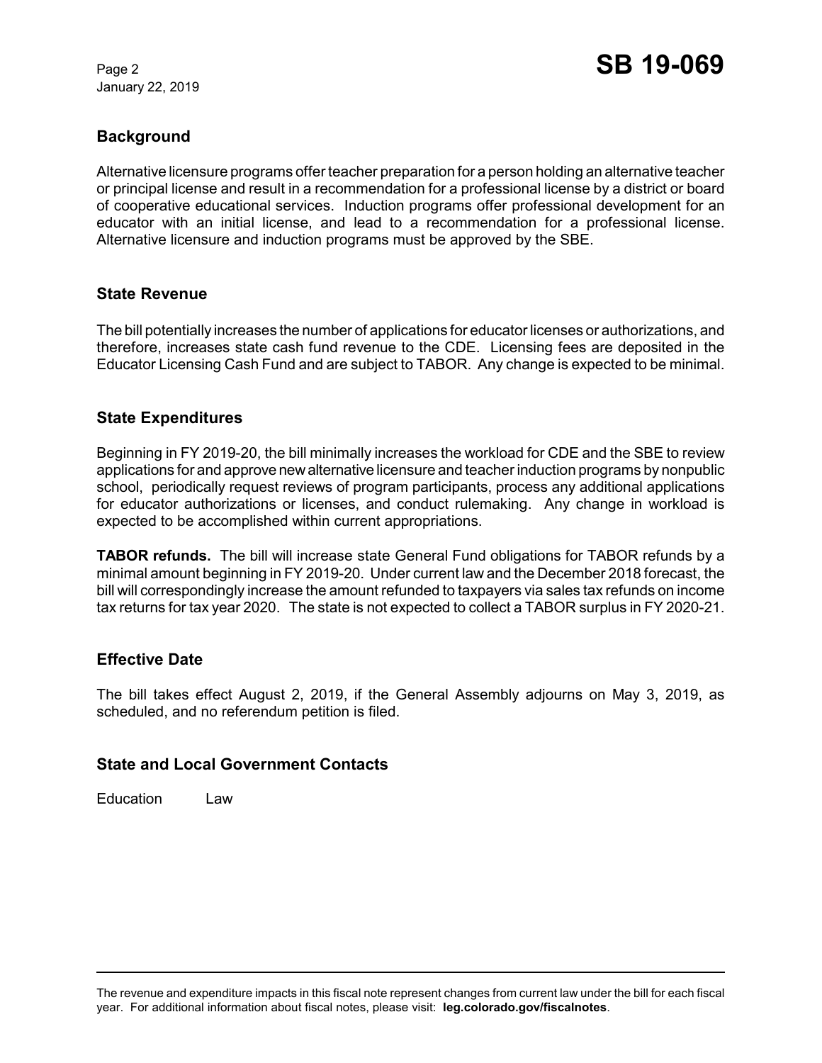## Background

Alternative licensure programs offer teacher preparation for a person holding an alternative teacher or principal license and result in a recommendation for a professional license by a district or board of cooperative educational services. Induction programs offer professional development for an educator with an initial license, and lead to a recommendation for a professional license. Alternative licensure and induction programs must be approved by the SBE.

## State Revenue

The bill potentially increases the number of applications for educator licenses or authorizations, and therefore, increases state cash fund revenue to the CDE. Licensing fees are deposited in the Educator Licensing Cash Fund and are subject to TABOR. Any change is expected to be minimal.

## State Expenditures

Beginning in FY 2019-20, the bill minimally increases the workload for CDE and the SBE to review applications for and approve new alternative licensure and teacher induction programs by nonpublic school, periodically request reviews of program participants, process any additional applications for educator authorizations or licenses, and conduct rulemaking. Any change in workload is expected to be accomplished within current appropriations.

**TABOR refunds.** The bill will increase state General Fund obligations for TABOR refunds by a minimal amount beginning in FY 2019-20. Under current law and the December 2018 forecast, the bill will correspondingly increase the amount refunded to taxpayers via sales tax refunds on income tax returns for tax year 2020. The state is not expected to collect a TABOR surplus in FY 2020-21.

## Effective Date

The bill takes effect August 2, 2019, if the General Assembly adjourns on May 3, 2019, as scheduled, and no referendum petition is filed.

## State and Local Government Contacts

Education Law

The revenue and expenditure impacts in this fiscal note represent changes from current law under the bill for each fiscal year. For additional information about fiscal notes, please visit: **leg.colorado.gov/fiscalnotes**.